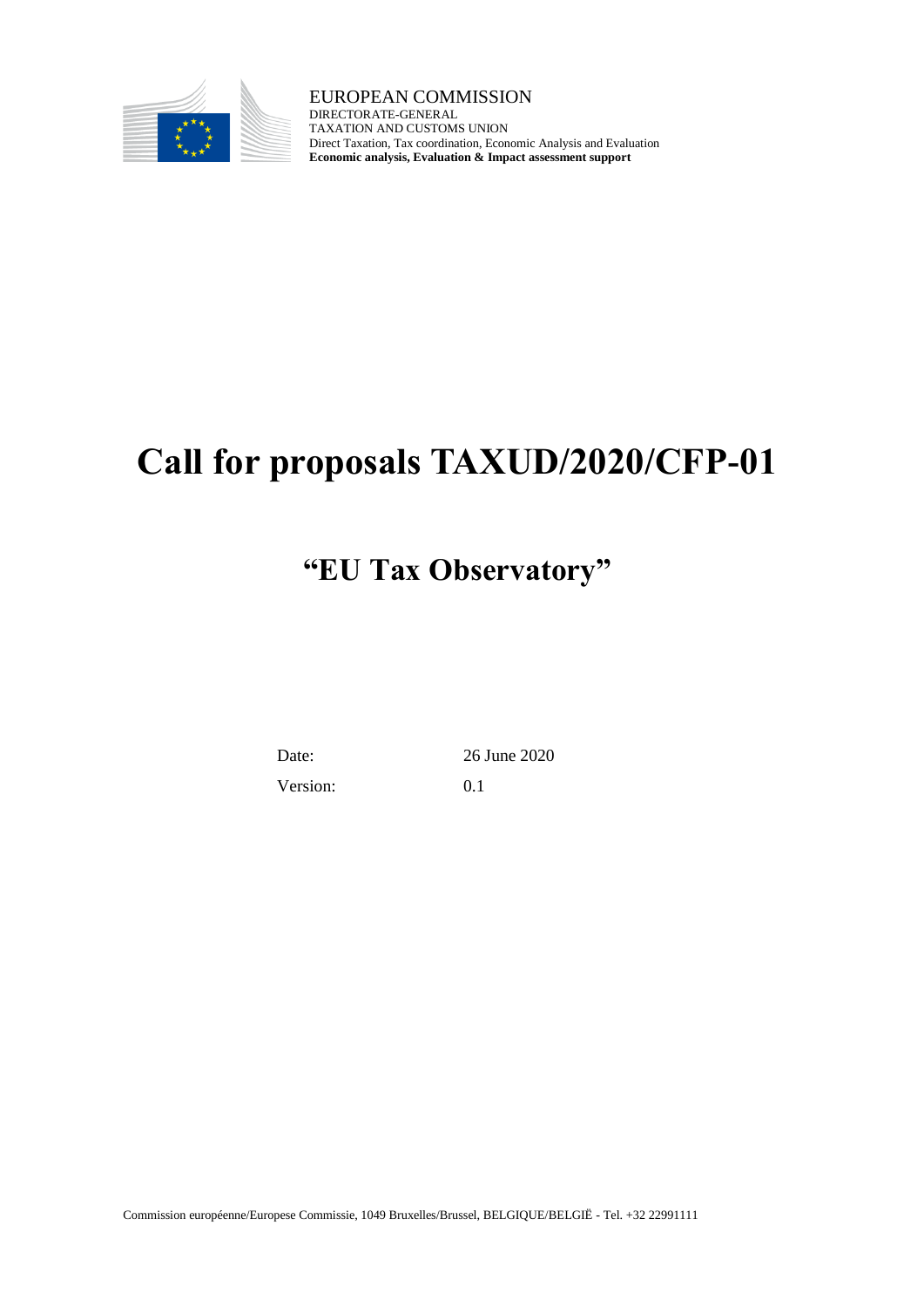EUROPEAN COMMISSION
DIRECTORATE-GENERAL
TAXATION AND CUSTOMS UNION
Direct Taxation, Tax coordination, Economic Analysis and Evaluation
**Economic analysis, Evaluation & Impact assessment support**

# Call for proposals TAXUD/2020/CFP-01

## "EU Tax Observatory"

| | |
|---|---|
| Date: | 26 June 2020 |
| Version: | 0.1 |

Commission européenne/Europese Commissie, 1049 Bruxelles/Brussel, BELGIQUE/BELGIË - Tel. +32 22991111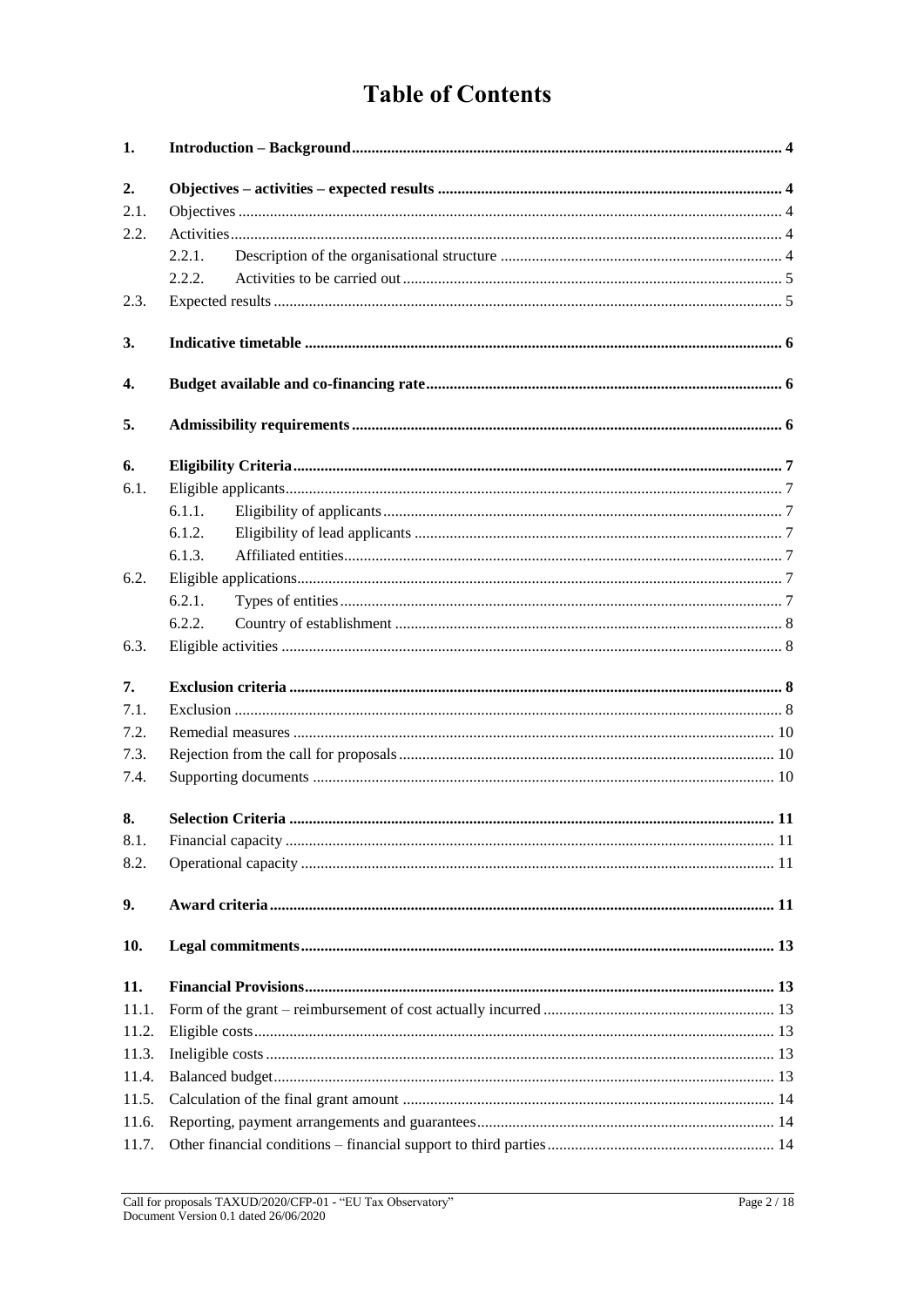# Table of Contents

| | | |
|---|---|---|
| **1.** | **Introduction – Background** | **4** |
| **2.** | **Objectives – activities – expected results** | **4** |
| 2.1. | Objectives | 4 |
| 2.2. | Activities | 4 |
| | 2.2.1. Description of the organisational structure | 4 |
| | 2.2.2. Activities to be carried out | 5 |
| 2.3. | Expected results | 5 |
| **3.** | **Indicative timetable** | **6** |
| **4.** | **Budget available and co-financing rate** | **6** |
| **5.** | **Admissibility requirements** | **6** |
| **6.** | **Eligibility Criteria** | **7** |
| 6.1. | Eligible applicants | 7 |
| | 6.1.1. Eligibility of applicants | 7 |
| | 6.1.2. Eligibility of lead applicants | 7 |
| | 6.1.3. Affiliated entities | 7 |
| 6.2. | Eligible applications | 7 |
| | 6.2.1. Types of entities | 7 |
| | 6.2.2. Country of establishment | 8 |
| 6.3. | Eligible activities | 8 |
| **7.** | **Exclusion criteria** | **8** |
| 7.1. | Exclusion | 8 |
| 7.2. | Remedial measures | 10 |
| 7.3. | Rejection from the call for proposals | 10 |
| 7.4. | Supporting documents | 10 |
| **8.** | **Selection Criteria** | **11** |
| 8.1. | Financial capacity | 11 |
| 8.2. | Operational capacity | 11 |
| **9.** | **Award criteria** | **11** |
| **10.** | **Legal commitments** | **13** |
| **11.** | **Financial Provisions** | **13** |
| 11.1. | Form of the grant – reimbursement of cost actually incurred | 13 |
| 11.2. | Eligible costs | 13 |
| 11.3. | Ineligible costs | 13 |
| 11.4. | Balanced budget | 13 |
| 11.5. | Calculation of the final grant amount | 14 |
| 11.6. | Reporting, payment arrangements and guarantees | 14 |
| 11.7. | Other financial conditions – financial support to third parties | 14 |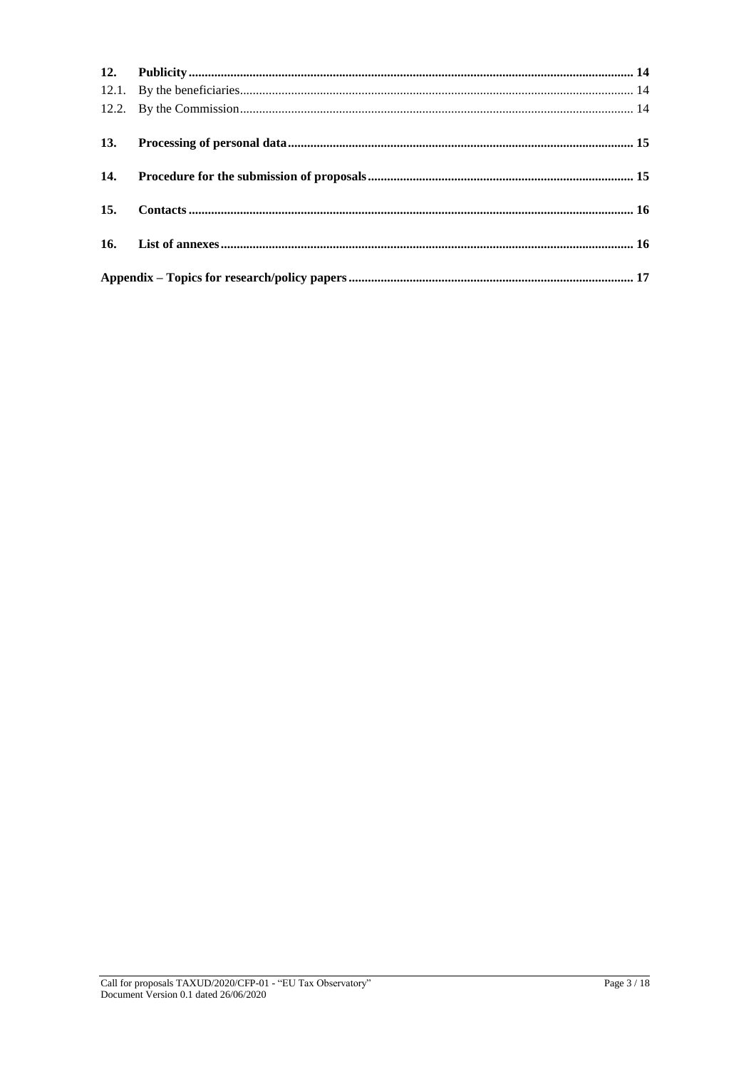| | | |
|---|---|---|
| **12.** | **Publicity** | **14** |
| 12.1. | By the beneficiaries | 14 |
| 12.2. | By the Commission | 14 |
| **13.** | **Processing of personal data** | **15** |
| **14.** | **Procedure for the submission of proposals** | **15** |
| **15.** | **Contacts** | **16** |
| **16.** | **List of annexes** | **16** |
| **Appendix – Topics for research/policy papers** | | **17** |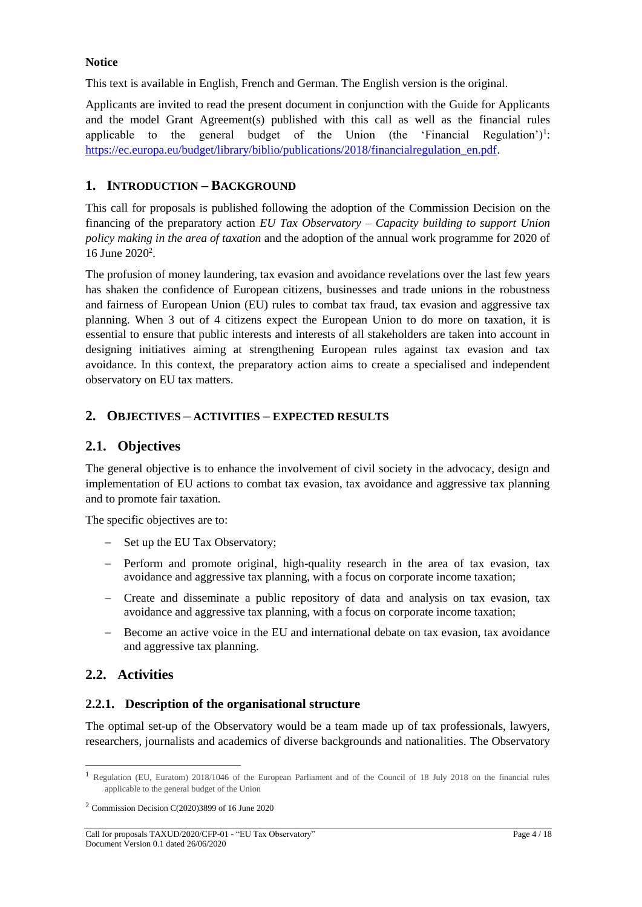**Notice**

This text is available in English, French and German. The English version is the original.

Applicants are invited to read the present document in conjunction with the Guide for Applicants and the model Grant Agreement(s) published with this call as well as the financial rules applicable to the general budget of the Union (the 'Financial Regulation')[1]: https://ec.europa.eu/budget/library/biblio/publications/2018/financialregulation_en.pdf.

## 1. INTRODUCTION – BACKGROUND

This call for proposals is published following the adoption of the Commission Decision on the financing of the preparatory action *EU Tax Observatory – Capacity building to support Union policy making in the area of taxation* and the adoption of the annual work programme for 2020 of 16 June 2020[2].

The profusion of money laundering, tax evasion and avoidance revelations over the last few years has shaken the confidence of European citizens, businesses and trade unions in the robustness and fairness of European Union (EU) rules to combat tax fraud, tax evasion and aggressive tax planning. When 3 out of 4 citizens expect the European Union to do more on taxation, it is essential to ensure that public interests and interests of all stakeholders are taken into account in designing initiatives aiming at strengthening European rules against tax evasion and tax avoidance. In this context, the preparatory action aims to create a specialised and independent observatory on EU tax matters.

## 2. OBJECTIVES – ACTIVITIES – EXPECTED RESULTS

### 2.1. Objectives

The general objective is to enhance the involvement of civil society in the advocacy, design and implementation of EU actions to combat tax evasion, tax avoidance and aggressive tax planning and to promote fair taxation.

The specific objectives are to:

- Set up the EU Tax Observatory;
- Perform and promote original, high-quality research in the area of tax evasion, tax avoidance and aggressive tax planning, with a focus on corporate income taxation;
- Create and disseminate a public repository of data and analysis on tax evasion, tax avoidance and aggressive tax planning, with a focus on corporate income taxation;
- Become an active voice in the EU and international debate on tax evasion, tax avoidance and aggressive tax planning.

### 2.2. Activities

#### 2.2.1. Description of the organisational structure

The optimal set-up of the Observatory would be a team made up of tax professionals, lawyers, researchers, journalists and academics of diverse backgrounds and nationalities. The Observatory

---

[1] Regulation (EU, Euratom) 2018/1046 of the European Parliament and of the Council of 18 July 2018 on the financial rules applicable to the general budget of the Union

[2] Commission Decision C(2020)3899 of 16 June 2020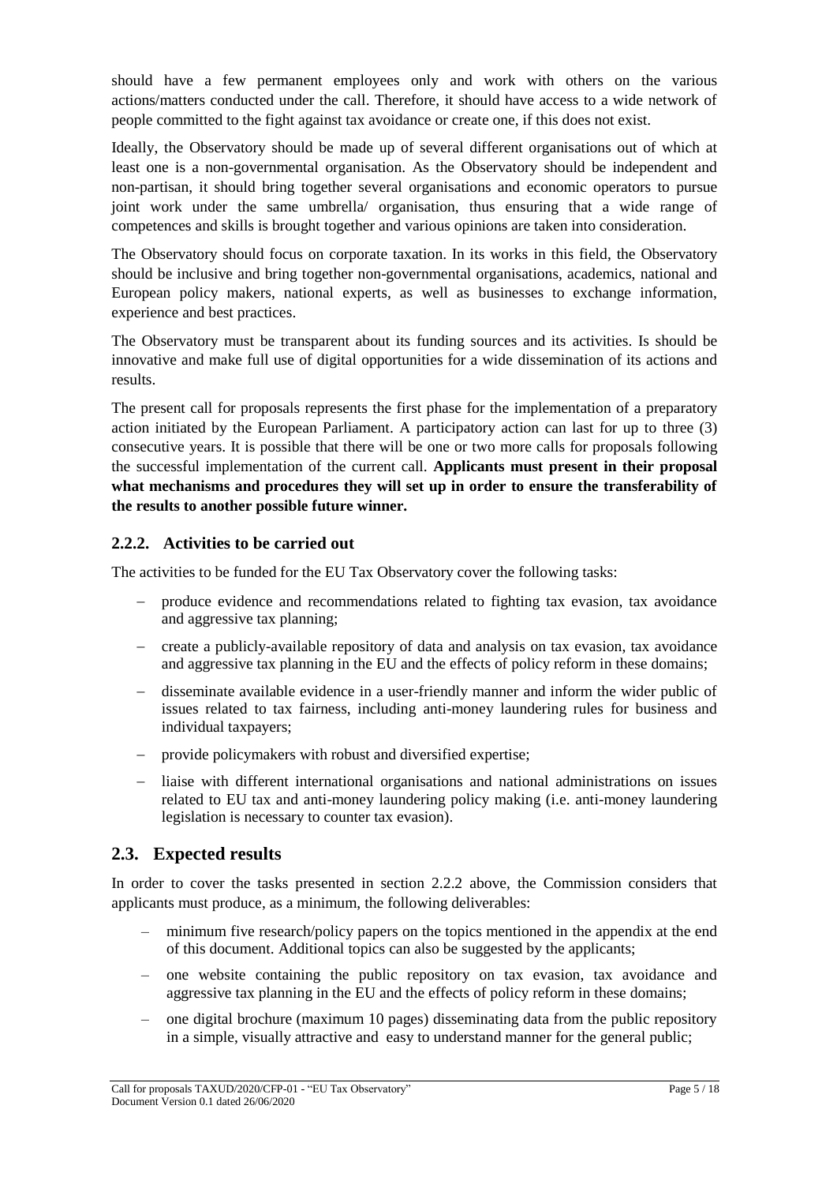should have a few permanent employees only and work with others on the various actions/matters conducted under the call. Therefore, it should have access to a wide network of people committed to the fight against tax avoidance or create one, if this does not exist.

Ideally, the Observatory should be made up of several different organisations out of which at least one is a non-governmental organisation. As the Observatory should be independent and non-partisan, it should bring together several organisations and economic operators to pursue joint work under the same umbrella/ organisation, thus ensuring that a wide range of competences and skills is brought together and various opinions are taken into consideration.

The Observatory should focus on corporate taxation. In its works in this field, the Observatory should be inclusive and bring together non-governmental organisations, academics, national and European policy makers, national experts, as well as businesses to exchange information, experience and best practices.

The Observatory must be transparent about its funding sources and its activities. Is should be innovative and make full use of digital opportunities for a wide dissemination of its actions and results.

The present call for proposals represents the first phase for the implementation of a preparatory action initiated by the European Parliament. A participatory action can last for up to three (3) consecutive years. It is possible that there will be one or two more calls for proposals following the successful implementation of the current call. **Applicants must present in their proposal what mechanisms and procedures they will set up in order to ensure the transferability of the results to another possible future winner.**

### 2.2.2. Activities to be carried out

The activities to be funded for the EU Tax Observatory cover the following tasks:

- produce evidence and recommendations related to fighting tax evasion, tax avoidance and aggressive tax planning;
- create a publicly-available repository of data and analysis on tax evasion, tax avoidance and aggressive tax planning in the EU and the effects of policy reform in these domains;
- disseminate available evidence in a user-friendly manner and inform the wider public of issues related to tax fairness, including anti-money laundering rules for business and individual taxpayers;
- provide policymakers with robust and diversified expertise;
- liaise with different international organisations and national administrations on issues related to EU tax and anti-money laundering policy making (i.e. anti-money laundering legislation is necessary to counter tax evasion).

## 2.3. Expected results

In order to cover the tasks presented in section 2.2.2 above, the Commission considers that applicants must produce, as a minimum, the following deliverables:

- minimum five research/policy papers on the topics mentioned in the appendix at the end of this document. Additional topics can also be suggested by the applicants;
- one website containing the public repository on tax evasion, tax avoidance and aggressive tax planning in the EU and the effects of policy reform in these domains;
- one digital brochure (maximum 10 pages) disseminating data from the public repository in a simple, visually attractive and easy to understand manner for the general public;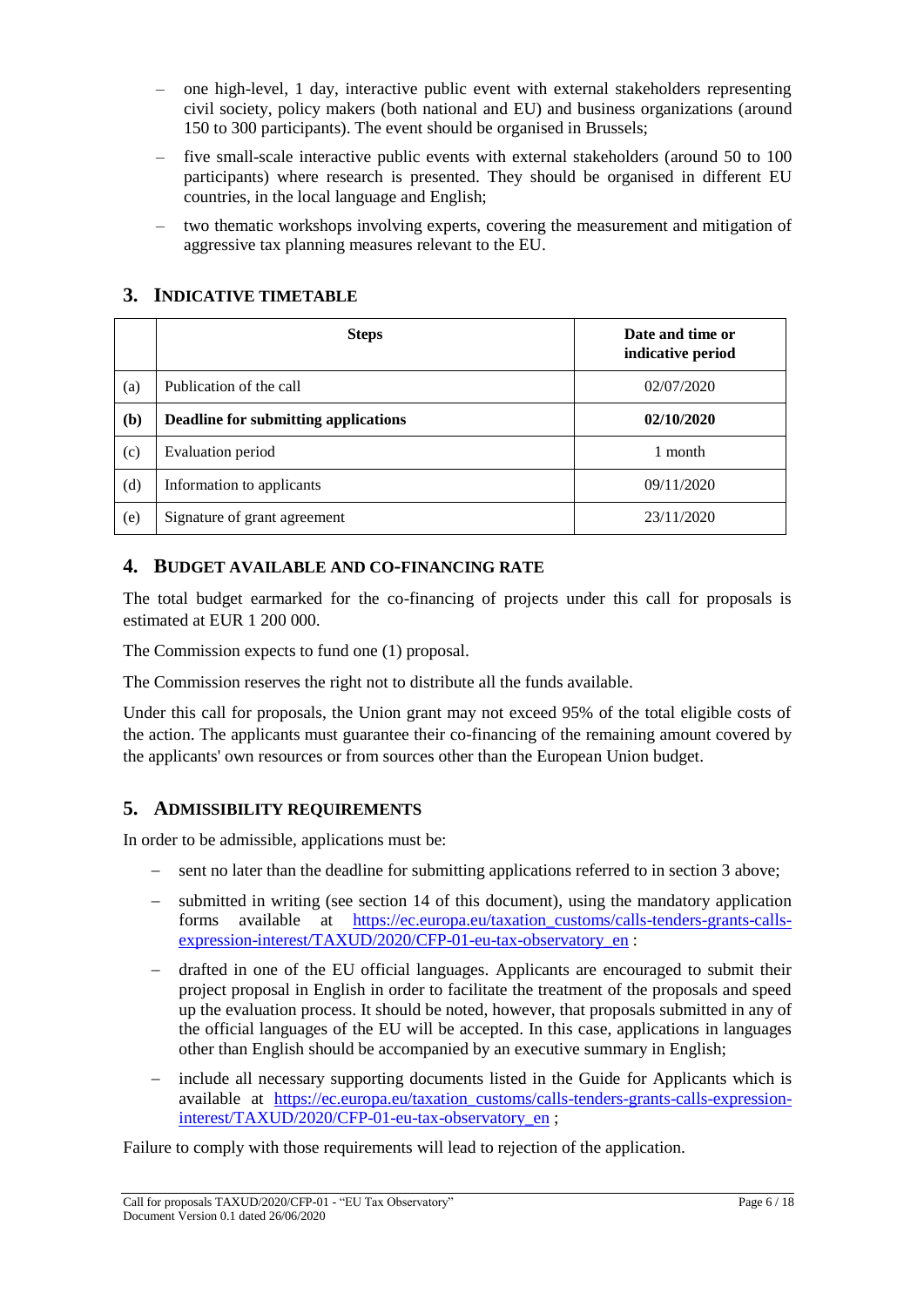- one high-level, 1 day, interactive public event with external stakeholders representing civil society, policy makers (both national and EU) and business organizations (around 150 to 300 participants). The event should be organised in Brussels;
- five small-scale interactive public events with external stakeholders (around 50 to 100 participants) where research is presented. They should be organised in different EU countries, in the local language and English;
- two thematic workshops involving experts, covering the measurement and mitigation of aggressive tax planning measures relevant to the EU.

## 3. INDICATIVE TIMETABLE

| | Steps | Date and time or indicative period |
|---|---|---|
| (a) | Publication of the call | 02/07/2020 |
| **(b)** | **Deadline for submitting applications** | **02/10/2020** |
| (c) | Evaluation period | 1 month |
| (d) | Information to applicants | 09/11/2020 |
| (e) | Signature of grant agreement | 23/11/2020 |

## 4. BUDGET AVAILABLE AND CO-FINANCING RATE

The total budget earmarked for the co-financing of projects under this call for proposals is estimated at EUR 1 200 000.

The Commission expects to fund one (1) proposal.

The Commission reserves the right not to distribute all the funds available.

Under this call for proposals, the Union grant may not exceed 95% of the total eligible costs of the action. The applicants must guarantee their co-financing of the remaining amount covered by the applicants' own resources or from sources other than the European Union budget.

## 5. ADMISSIBILITY REQUIREMENTS

In order to be admissible, applications must be:

- sent no later than the deadline for submitting applications referred to in section 3 above;
- submitted in writing (see section 14 of this document), using the mandatory application forms available at https://ec.europa.eu/taxation_customs/calls-tenders-grants-calls-expression-interest/TAXUD/2020/CFP-01-eu-tax-observatory_en :
- drafted in one of the EU official languages. Applicants are encouraged to submit their project proposal in English in order to facilitate the treatment of the proposals and speed up the evaluation process. It should be noted, however, that proposals submitted in any of the official languages of the EU will be accepted. In this case, applications in languages other than English should be accompanied by an executive summary in English;
- include all necessary supporting documents listed in the Guide for Applicants which is available at https://ec.europa.eu/taxation_customs/calls-tenders-grants-calls-expression-interest/TAXUD/2020/CFP-01-eu-tax-observatory_en ;

Failure to comply with those requirements will lead to rejection of the application.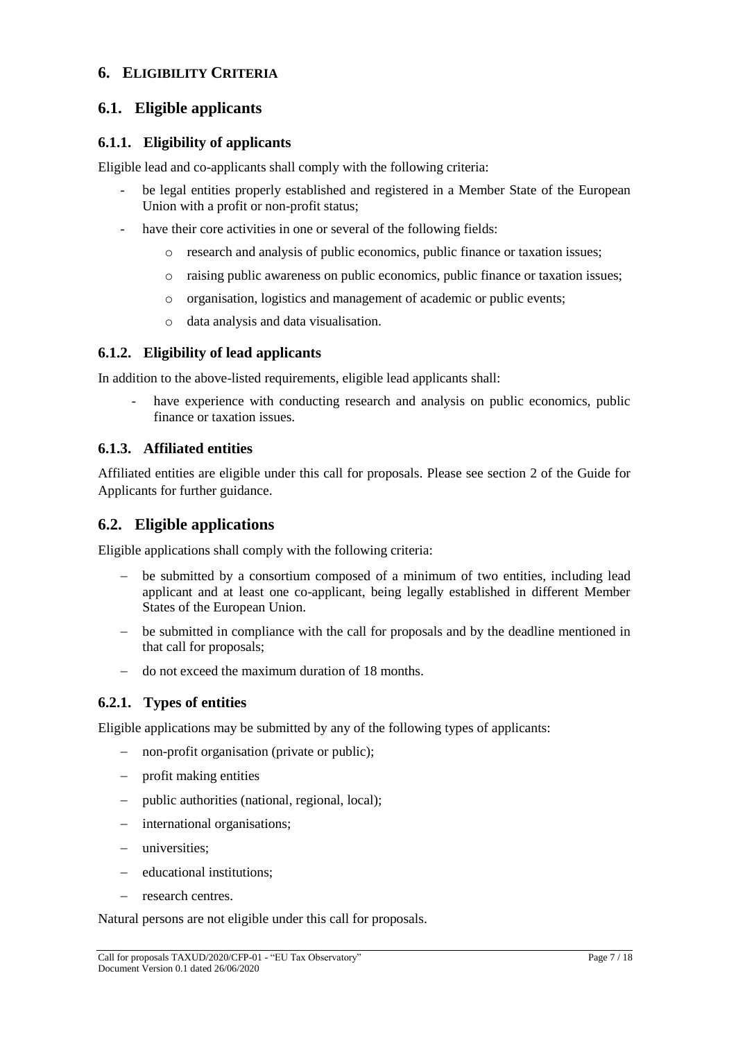# 6. ELIGIBILITY CRITERIA

## 6.1. Eligible applicants

### 6.1.1. Eligibility of applicants

Eligible lead and co-applicants shall comply with the following criteria:

- be legal entities properly established and registered in a Member State of the European Union with a profit or non-profit status;
- have their core activities in one or several of the following fields:
  - research and analysis of public economics, public finance or taxation issues;
  - raising public awareness on public economics, public finance or taxation issues;
  - organisation, logistics and management of academic or public events;
  - data analysis and data visualisation.

### 6.1.2. Eligibility of lead applicants

In addition to the above-listed requirements, eligible lead applicants shall:

- have experience with conducting research and analysis on public economics, public finance or taxation issues.

### 6.1.3. Affiliated entities

Affiliated entities are eligible under this call for proposals. Please see section 2 of the Guide for Applicants for further guidance.

## 6.2. Eligible applications

Eligible applications shall comply with the following criteria:

- be submitted by a consortium composed of a minimum of two entities, including lead applicant and at least one co-applicant, being legally established in different Member States of the European Union.
- be submitted in compliance with the call for proposals and by the deadline mentioned in that call for proposals;
- do not exceed the maximum duration of 18 months.

### 6.2.1. Types of entities

Eligible applications may be submitted by any of the following types of applicants:

- non-profit organisation (private or public);
- profit making entities
- public authorities (national, regional, local);
- international organisations;
- universities;
- educational institutions;
- research centres.

Natural persons are not eligible under this call for proposals.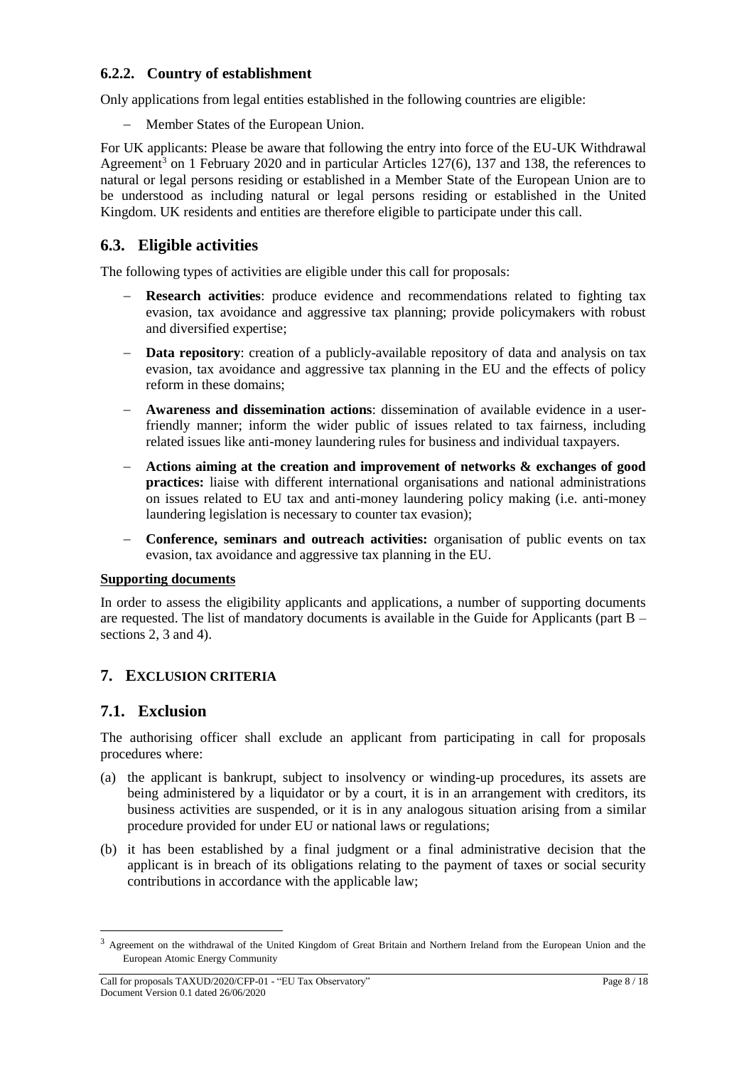### 6.2.2. Country of establishment

Only applications from legal entities established in the following countries are eligible:

- Member States of the European Union.

For UK applicants: Please be aware that following the entry into force of the EU-UK Withdrawal Agreement[3] on 1 February 2020 and in particular Articles 127(6), 137 and 138, the references to natural or legal persons residing or established in a Member State of the European Union are to be understood as including natural or legal persons residing or established in the United Kingdom. UK residents and entities are therefore eligible to participate under this call.

## 6.3. Eligible activities

The following types of activities are eligible under this call for proposals:

- **Research activities**: produce evidence and recommendations related to fighting tax evasion, tax avoidance and aggressive tax planning; provide policymakers with robust and diversified expertise;
- **Data repository**: creation of a publicly-available repository of data and analysis on tax evasion, tax avoidance and aggressive tax planning in the EU and the effects of policy reform in these domains;
- **Awareness and dissemination actions**: dissemination of available evidence in a user-friendly manner; inform the wider public of issues related to tax fairness, including related issues like anti-money laundering rules for business and individual taxpayers.
- **Actions aiming at the creation and improvement of networks & exchanges of good practices:** liaise with different international organisations and national administrations on issues related to EU tax and anti-money laundering policy making (i.e. anti-money laundering legislation is necessary to counter tax evasion);
- **Conference, seminars and outreach activities:** organisation of public events on tax evasion, tax avoidance and aggressive tax planning in the EU.

**Supporting documents**

In order to assess the eligibility applicants and applications, a number of supporting documents are requested. The list of mandatory documents is available in the Guide for Applicants (part B – sections 2, 3 and 4).

# 7. EXCLUSION CRITERIA

## 7.1. Exclusion

The authorising officer shall exclude an applicant from participating in call for proposals procedures where:

(a) the applicant is bankrupt, subject to insolvency or winding-up procedures, its assets are being administered by a liquidator or by a court, it is in an arrangement with creditors, its business activities are suspended, or it is in any analogous situation arising from a similar procedure provided for under EU or national laws or regulations;

(b) it has been established by a final judgment or a final administrative decision that the applicant is in breach of its obligations relating to the payment of taxes or social security contributions in accordance with the applicable law;

[3] Agreement on the withdrawal of the United Kingdom of Great Britain and Northern Ireland from the European Union and the European Atomic Energy Community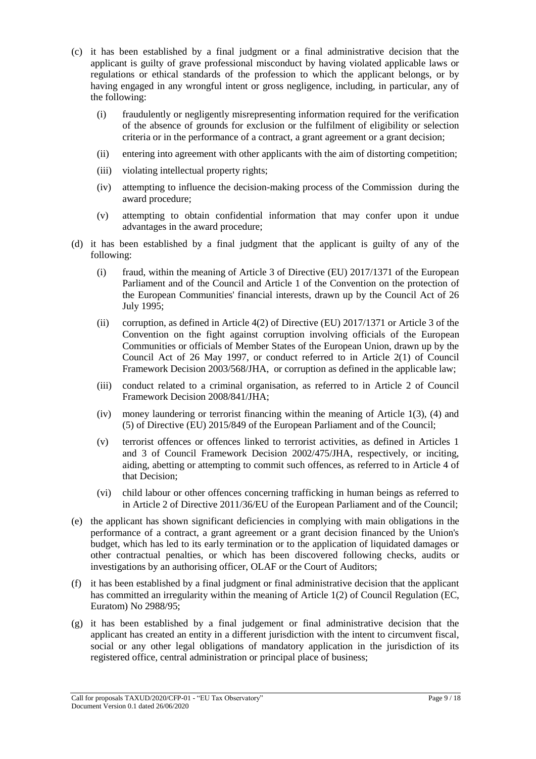(c) it has been established by a final judgment or a final administrative decision that the applicant is guilty of grave professional misconduct by having violated applicable laws or regulations or ethical standards of the profession to which the applicant belongs, or by having engaged in any wrongful intent or gross negligence, including, in particular, any of the following:

   (i) fraudulently or negligently misrepresenting information required for the verification of the absence of grounds for exclusion or the fulfilment of eligibility or selection criteria or in the performance of a contract, a grant agreement or a grant decision;

   (ii) entering into agreement with other applicants with the aim of distorting competition;

   (iii) violating intellectual property rights;

   (iv) attempting to influence the decision-making process of the Commission during the award procedure;

   (v) attempting to obtain confidential information that may confer upon it undue advantages in the award procedure;

(d) it has been established by a final judgment that the applicant is guilty of any of the following:

   (i) fraud, within the meaning of Article 3 of Directive (EU) 2017/1371 of the European Parliament and of the Council and Article 1 of the Convention on the protection of the European Communities' financial interests, drawn up by the Council Act of 26 July 1995;

   (ii) corruption, as defined in Article 4(2) of Directive (EU) 2017/1371 or Article 3 of the Convention on the fight against corruption involving officials of the European Communities or officials of Member States of the European Union, drawn up by the Council Act of 26 May 1997, or conduct referred to in Article 2(1) of Council Framework Decision 2003/568/JHA, or corruption as defined in the applicable law;

   (iii) conduct related to a criminal organisation, as referred to in Article 2 of Council Framework Decision 2008/841/JHA;

   (iv) money laundering or terrorist financing within the meaning of Article 1(3), (4) and (5) of Directive (EU) 2015/849 of the European Parliament and of the Council;

   (v) terrorist offences or offences linked to terrorist activities, as defined in Articles 1 and 3 of Council Framework Decision 2002/475/JHA, respectively, or inciting, aiding, abetting or attempting to commit such offences, as referred to in Article 4 of that Decision;

   (vi) child labour or other offences concerning trafficking in human beings as referred to in Article 2 of Directive 2011/36/EU of the European Parliament and of the Council;

(e) the applicant has shown significant deficiencies in complying with main obligations in the performance of a contract, a grant agreement or a grant decision financed by the Union's budget, which has led to its early termination or to the application of liquidated damages or other contractual penalties, or which has been discovered following checks, audits or investigations by an authorising officer, OLAF or the Court of Auditors;

(f) it has been established by a final judgment or final administrative decision that the applicant has committed an irregularity within the meaning of Article 1(2) of Council Regulation (EC, Euratom) No 2988/95;

(g) it has been established by a final judgement or final administrative decision that the applicant has created an entity in a different jurisdiction with the intent to circumvent fiscal, social or any other legal obligations of mandatory application in the jurisdiction of its registered office, central administration or principal place of business;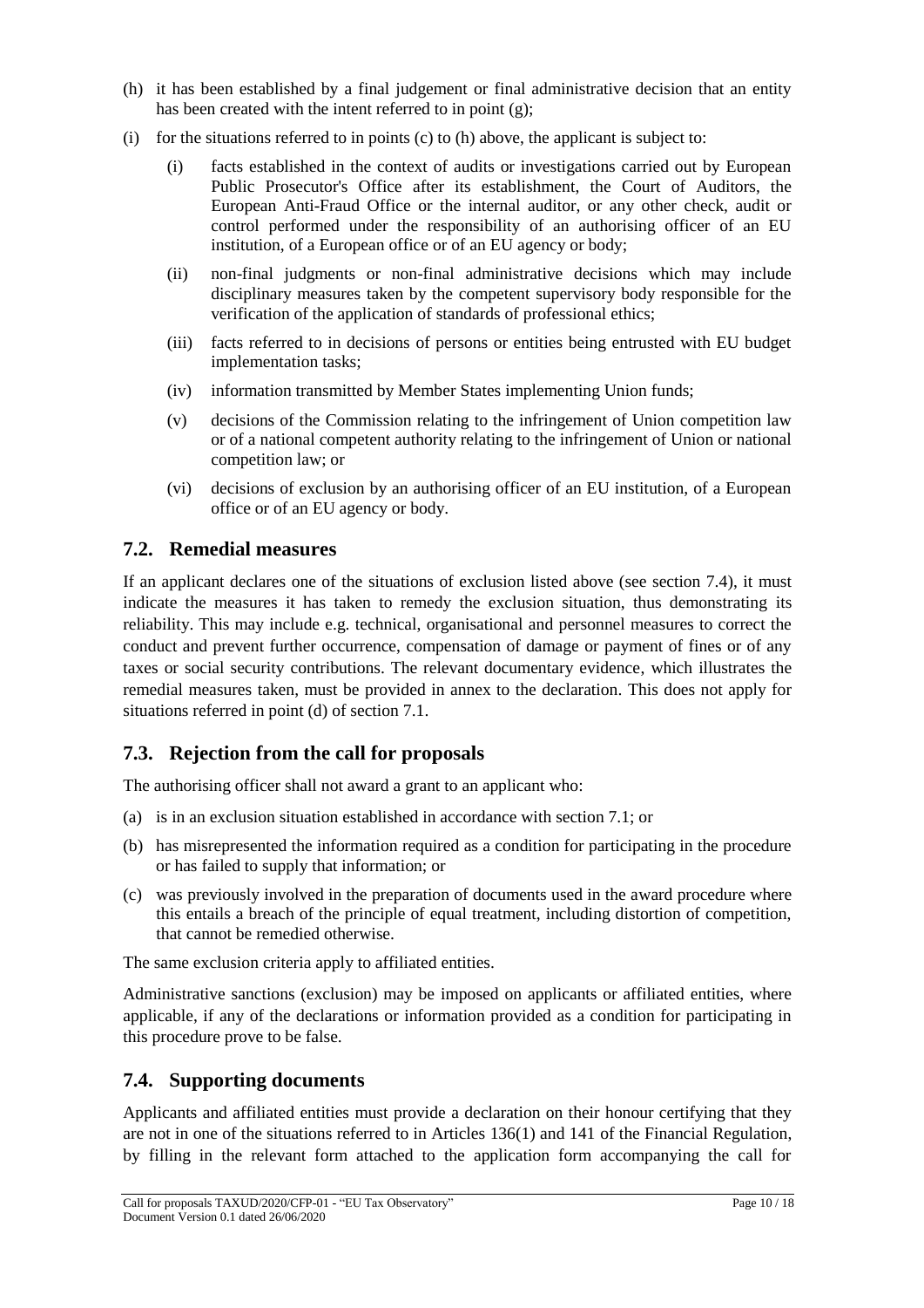(h) it has been established by a final judgement or final administrative decision that an entity has been created with the intent referred to in point (g);

(i) for the situations referred to in points (c) to (h) above, the applicant is subject to:

   (i) facts established in the context of audits or investigations carried out by European Public Prosecutor's Office after its establishment, the Court of Auditors, the European Anti-Fraud Office or the internal auditor, or any other check, audit or control performed under the responsibility of an authorising officer of an EU institution, of a European office or of an EU agency or body;

   (ii) non-final judgments or non-final administrative decisions which may include disciplinary measures taken by the competent supervisory body responsible for the verification of the application of standards of professional ethics;

   (iii) facts referred to in decisions of persons or entities being entrusted with EU budget implementation tasks;

   (iv) information transmitted by Member States implementing Union funds;

   (v) decisions of the Commission relating to the infringement of Union competition law or of a national competent authority relating to the infringement of Union or national competition law; or

   (vi) decisions of exclusion by an authorising officer of an EU institution, of a European office or of an EU agency or body.

## 7.2. Remedial measures

If an applicant declares one of the situations of exclusion listed above (see section 7.4), it must indicate the measures it has taken to remedy the exclusion situation, thus demonstrating its reliability. This may include e.g. technical, organisational and personnel measures to correct the conduct and prevent further occurrence, compensation of damage or payment of fines or of any taxes or social security contributions. The relevant documentary evidence, which illustrates the remedial measures taken, must be provided in annex to the declaration. This does not apply for situations referred in point (d) of section 7.1.

## 7.3. Rejection from the call for proposals

The authorising officer shall not award a grant to an applicant who:

(a) is in an exclusion situation established in accordance with section 7.1; or

(b) has misrepresented the information required as a condition for participating in the procedure or has failed to supply that information; or

(c) was previously involved in the preparation of documents used in the award procedure where this entails a breach of the principle of equal treatment, including distortion of competition, that cannot be remedied otherwise.

The same exclusion criteria apply to affiliated entities.

Administrative sanctions (exclusion) may be imposed on applicants or affiliated entities, where applicable, if any of the declarations or information provided as a condition for participating in this procedure prove to be false.

## 7.4. Supporting documents

Applicants and affiliated entities must provide a declaration on their honour certifying that they are not in one of the situations referred to in Articles 136(1) and 141 of the Financial Regulation, by filling in the relevant form attached to the application form accompanying the call for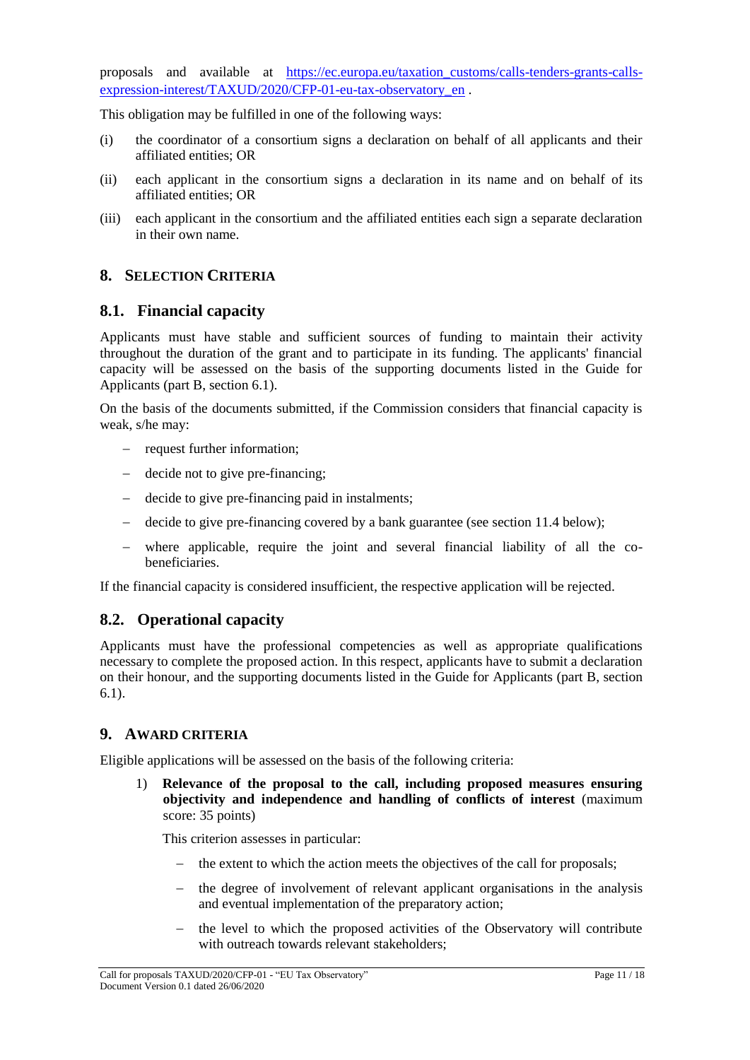proposals and available at [https://ec.europa.eu/taxation_customs/calls-tenders-grants-calls-expression-interest/TAXUD/2020/CFP-01-eu-tax-observatory_en](https://ec.europa.eu/taxation_customs/calls-tenders-grants-calls-expression-interest/TAXUD/2020/CFP-01-eu-tax-observatory_en) .

This obligation may be fulfilled in one of the following ways:

(i) the coordinator of a consortium signs a declaration on behalf of all applicants and their affiliated entities; OR

(ii) each applicant in the consortium signs a declaration in its name and on behalf of its affiliated entities; OR

(iii) each applicant in the consortium and the affiliated entities each sign a separate declaration in their own name.

## 8. SELECTION CRITERIA

### 8.1. Financial capacity

Applicants must have stable and sufficient sources of funding to maintain their activity throughout the duration of the grant and to participate in its funding. The applicants' financial capacity will be assessed on the basis of the supporting documents listed in the Guide for Applicants (part B, section 6.1).

On the basis of the documents submitted, if the Commission considers that financial capacity is weak, s/he may:

- request further information;
- decide not to give pre-financing;
- decide to give pre-financing paid in instalments;
- decide to give pre-financing covered by a bank guarantee (see section 11.4 below);
- where applicable, require the joint and several financial liability of all the co-beneficiaries.

If the financial capacity is considered insufficient, the respective application will be rejected.

### 8.2. Operational capacity

Applicants must have the professional competencies as well as appropriate qualifications necessary to complete the proposed action. In this respect, applicants have to submit a declaration on their honour, and the supporting documents listed in the Guide for Applicants (part B, section 6.1).

## 9. AWARD CRITERIA

Eligible applications will be assessed on the basis of the following criteria:

1) **Relevance of the proposal to the call, including proposed measures ensuring objectivity and independence and handling of conflicts of interest** (maximum score: 35 points)

   This criterion assesses in particular:

   - the extent to which the action meets the objectives of the call for proposals;
   - the degree of involvement of relevant applicant organisations in the analysis and eventual implementation of the preparatory action;
   - the level to which the proposed activities of the Observatory will contribute with outreach towards relevant stakeholders;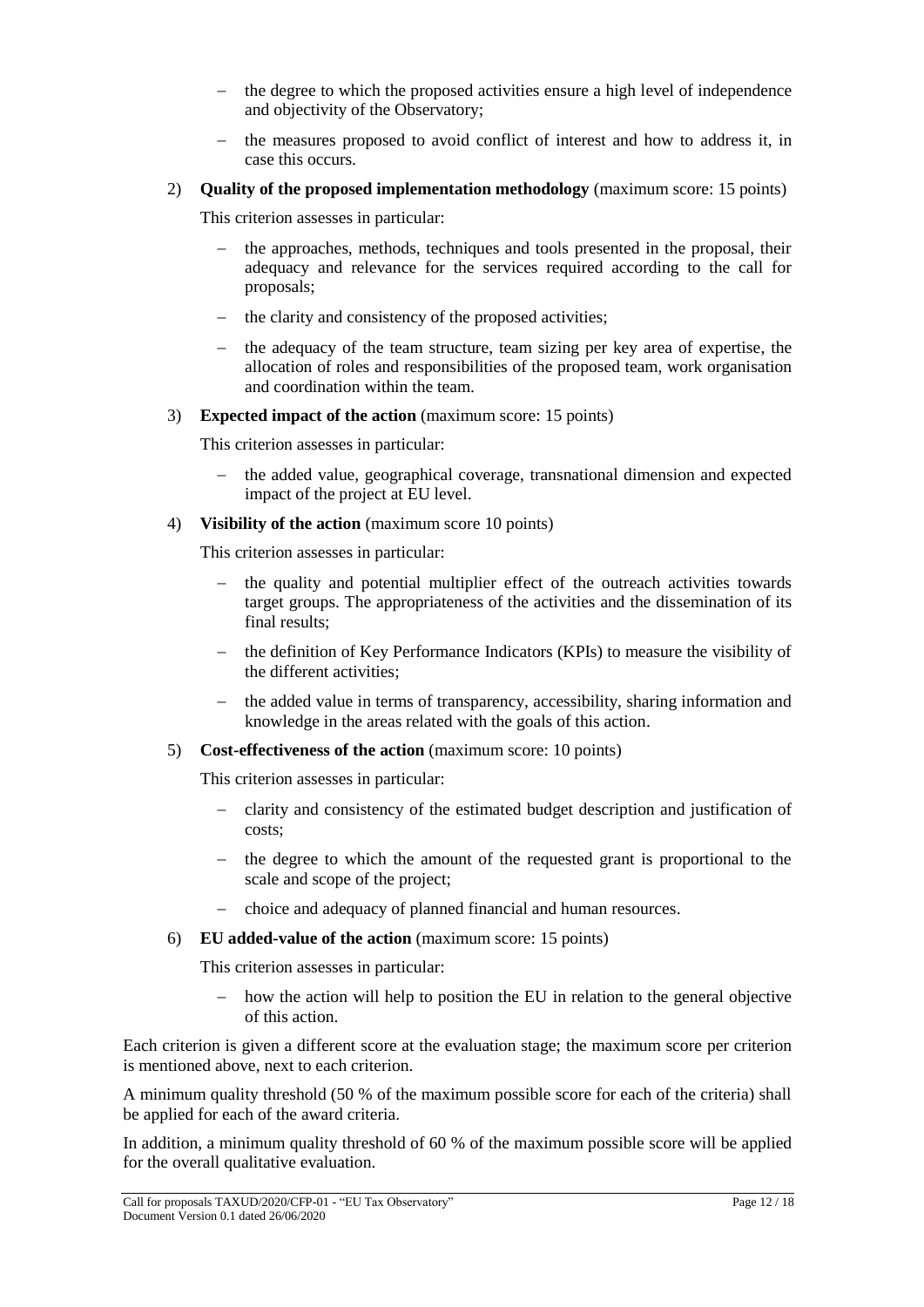- the degree to which the proposed activities ensure a high level of independence and objectivity of the Observatory;
- the measures proposed to avoid conflict of interest and how to address it, in case this occurs.

2) **Quality of the proposed implementation methodology** (maximum score: 15 points)

   This criterion assesses in particular:

   - the approaches, methods, techniques and tools presented in the proposal, their adequacy and relevance for the services required according to the call for proposals;
   - the clarity and consistency of the proposed activities;
   - the adequacy of the team structure, team sizing per key area of expertise, the allocation of roles and responsibilities of the proposed team, work organisation and coordination within the team.

3) **Expected impact of the action** (maximum score: 15 points)

   This criterion assesses in particular:

   - the added value, geographical coverage, transnational dimension and expected impact of the project at EU level.

4) **Visibility of the action** (maximum score 10 points)

   This criterion assesses in particular:

   - the quality and potential multiplier effect of the outreach activities towards target groups. The appropriateness of the activities and the dissemination of its final results;
   - the definition of Key Performance Indicators (KPIs) to measure the visibility of the different activities;
   - the added value in terms of transparency, accessibility, sharing information and knowledge in the areas related with the goals of this action.

5) **Cost-effectiveness of the action** (maximum score: 10 points)

   This criterion assesses in particular:

   - clarity and consistency of the estimated budget description and justification of costs;
   - the degree to which the amount of the requested grant is proportional to the scale and scope of the project;
   - choice and adequacy of planned financial and human resources.

6) **EU added-value of the action** (maximum score: 15 points)

   This criterion assesses in particular:

   - how the action will help to position the EU in relation to the general objective of this action.

Each criterion is given a different score at the evaluation stage; the maximum score per criterion is mentioned above, next to each criterion.

A minimum quality threshold (50 % of the maximum possible score for each of the criteria) shall be applied for each of the award criteria.

In addition, a minimum quality threshold of 60 % of the maximum possible score will be applied for the overall qualitative evaluation.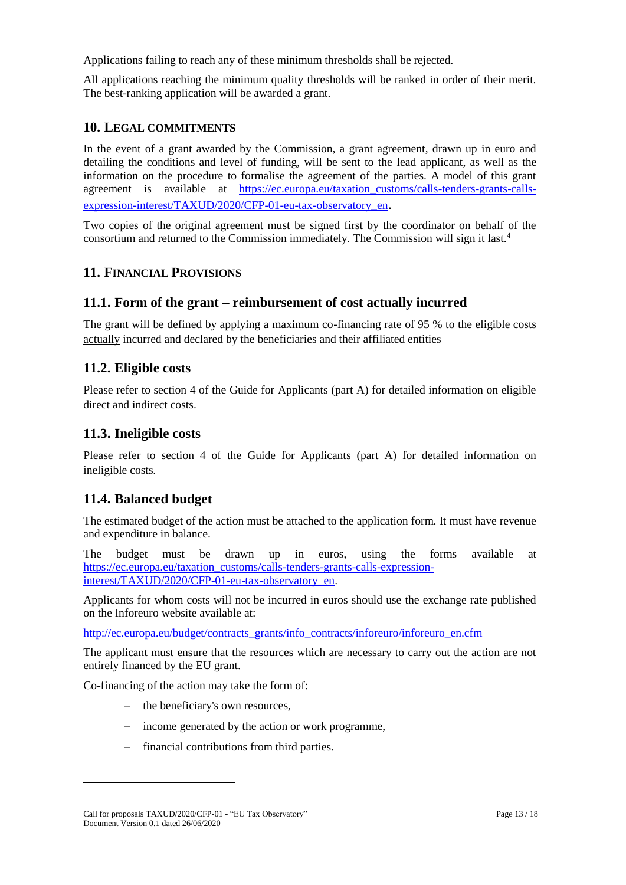Applications failing to reach any of these minimum thresholds shall be rejected.

All applications reaching the minimum quality thresholds will be ranked in order of their merit. The best-ranking application will be awarded a grant.

## 10. LEGAL COMMITMENTS

In the event of a grant awarded by the Commission, a grant agreement, drawn up in euro and detailing the conditions and level of funding, will be sent to the lead applicant, as well as the information on the procedure to formalise the agreement of the parties. A model of this grant agreement is available at https://ec.europa.eu/taxation_customs/calls-tenders-grants-calls-expression-interest/TAXUD/2020/CFP-01-eu-tax-observatory_en.

Two copies of the original agreement must be signed first by the coordinator on behalf of the consortium and returned to the Commission immediately. The Commission will sign it last.[4]

## 11. FINANCIAL PROVISIONS

### 11.1. Form of the grant – reimbursement of cost actually incurred

The grant will be defined by applying a maximum co-financing rate of 95 % to the eligible costs actually incurred and declared by the beneficiaries and their affiliated entities

### 11.2. Eligible costs

Please refer to section 4 of the Guide for Applicants (part A) for detailed information on eligible direct and indirect costs.

### 11.3. Ineligible costs

Please refer to section 4 of the Guide for Applicants (part A) for detailed information on ineligible costs.

### 11.4. Balanced budget

The estimated budget of the action must be attached to the application form. It must have revenue and expenditure in balance.

The budget must be drawn up in euros, using the forms available at https://ec.europa.eu/taxation_customs/calls-tenders-grants-calls-expression-interest/TAXUD/2020/CFP-01-eu-tax-observatory_en.

Applicants for whom costs will not be incurred in euros should use the exchange rate published on the Inforeuro website available at:

http://ec.europa.eu/budget/contracts_grants/info_contracts/inforeuro/inforeuro_en.cfm

The applicant must ensure that the resources which are necessary to carry out the action are not entirely financed by the EU grant.

Co-financing of the action may take the form of:

- the beneficiary's own resources,
- income generated by the action or work programme,
- financial contributions from third parties.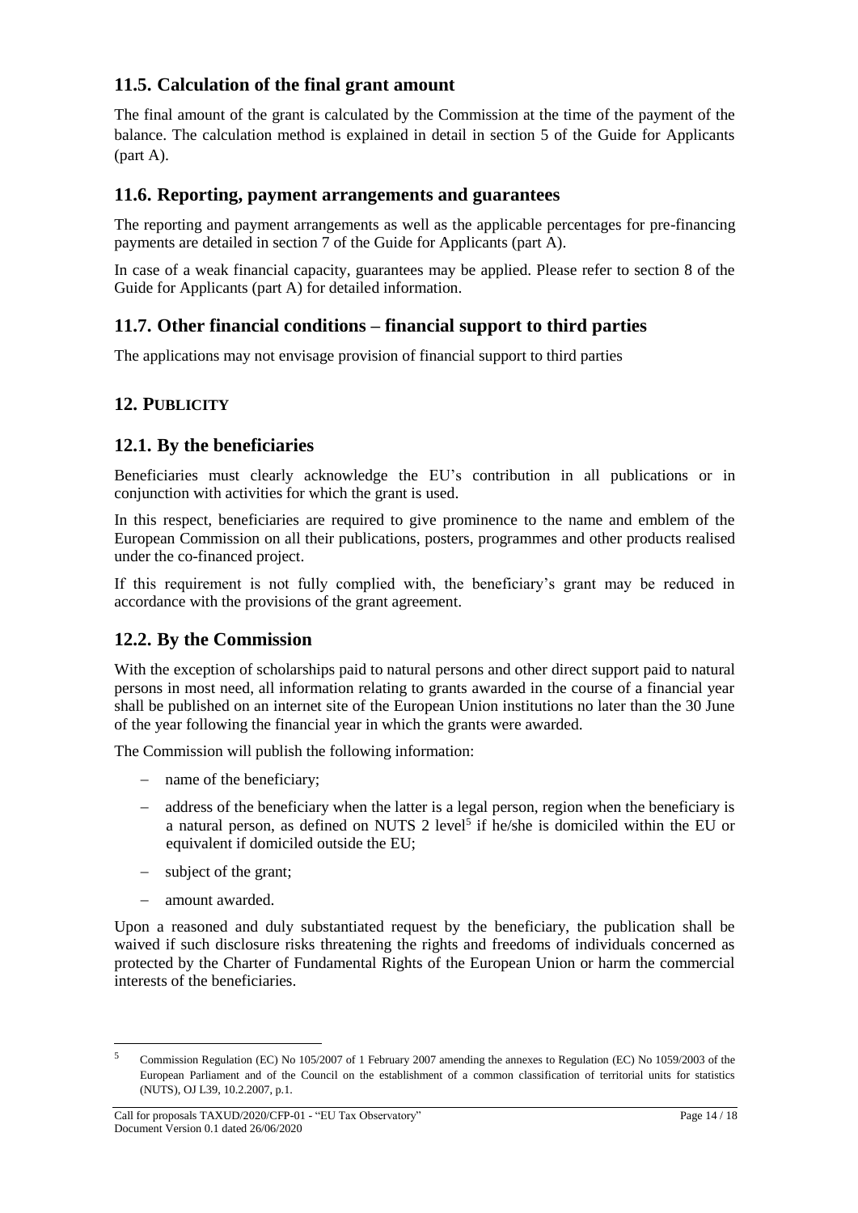## 11.5. Calculation of the final grant amount

The final amount of the grant is calculated by the Commission at the time of the payment of the balance. The calculation method is explained in detail in section 5 of the Guide for Applicants (part A).

## 11.6. Reporting, payment arrangements and guarantees

The reporting and payment arrangements as well as the applicable percentages for pre-financing payments are detailed in section 7 of the Guide for Applicants (part A).

In case of a weak financial capacity, guarantees may be applied. Please refer to section 8 of the Guide for Applicants (part A) for detailed information.

## 11.7. Other financial conditions – financial support to third parties

The applications may not envisage provision of financial support to third parties

# 12. PUBLICITY

## 12.1. By the beneficiaries

Beneficiaries must clearly acknowledge the EU's contribution in all publications or in conjunction with activities for which the grant is used.

In this respect, beneficiaries are required to give prominence to the name and emblem of the European Commission on all their publications, posters, programmes and other products realised under the co-financed project.

If this requirement is not fully complied with, the beneficiary's grant may be reduced in accordance with the provisions of the grant agreement.

## 12.2. By the Commission

With the exception of scholarships paid to natural persons and other direct support paid to natural persons in most need, all information relating to grants awarded in the course of a financial year shall be published on an internet site of the European Union institutions no later than the 30 June of the year following the financial year in which the grants were awarded.

The Commission will publish the following information:

- name of the beneficiary;
- address of the beneficiary when the latter is a legal person, region when the beneficiary is a natural person, as defined on NUTS 2 level[5] if he/she is domiciled within the EU or equivalent if domiciled outside the EU;
- subject of the grant;
- amount awarded.

Upon a reasoned and duly substantiated request by the beneficiary, the publication shall be waived if such disclosure risks threatening the rights and freedoms of individuals concerned as protected by the Charter of Fundamental Rights of the European Union or harm the commercial interests of the beneficiaries.

[5] Commission Regulation (EC) No 105/2007 of 1 February 2007 amending the annexes to Regulation (EC) No 1059/2003 of the European Parliament and of the Council on the establishment of a common classification of territorial units for statistics (NUTS), OJ L39, 10.2.2007, p.1.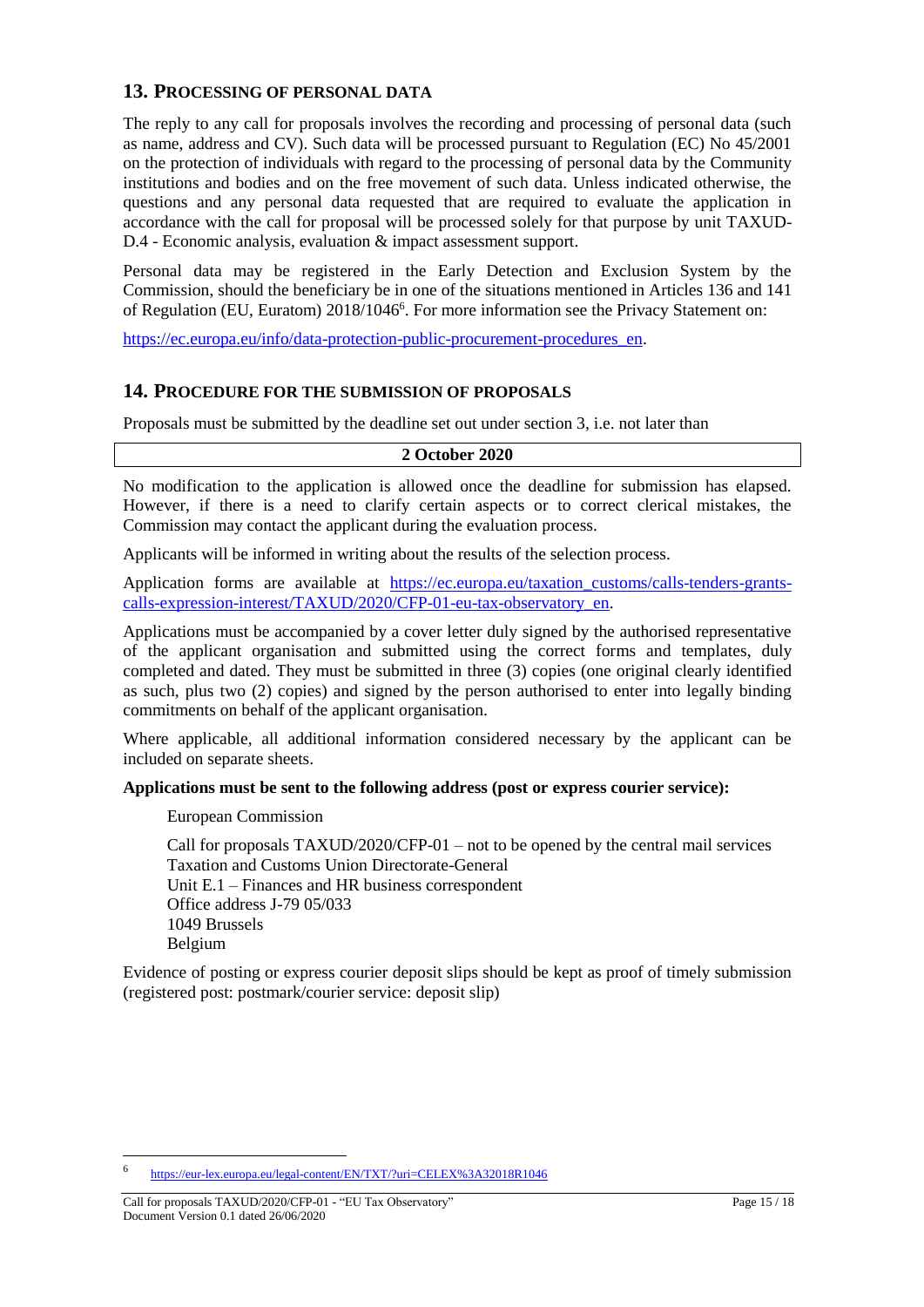## 13. PROCESSING OF PERSONAL DATA

The reply to any call for proposals involves the recording and processing of personal data (such as name, address and CV). Such data will be processed pursuant to Regulation (EC) No 45/2001 on the protection of individuals with regard to the processing of personal data by the Community institutions and bodies and on the free movement of such data. Unless indicated otherwise, the questions and any personal data requested that are required to evaluate the application in accordance with the call for proposal will be processed solely for that purpose by unit TAXUD-D.4 - Economic analysis, evaluation & impact assessment support.

Personal data may be registered in the Early Detection and Exclusion System by the Commission, should the beneficiary be in one of the situations mentioned in Articles 136 and 141 of Regulation (EU, Euratom) 2018/1046[6]. For more information see the Privacy Statement on:

https://ec.europa.eu/info/data-protection-public-procurement-procedures_en.

## 14. PROCEDURE FOR THE SUBMISSION OF PROPOSALS

Proposals must be submitted by the deadline set out under section 3, i.e. not later than

**2 October 2020**

No modification to the application is allowed once the deadline for submission has elapsed. However, if there is a need to clarify certain aspects or to correct clerical mistakes, the Commission may contact the applicant during the evaluation process.

Applicants will be informed in writing about the results of the selection process.

Application forms are available at https://ec.europa.eu/taxation_customs/calls-tenders-grants-calls-expression-interest/TAXUD/2020/CFP-01-eu-tax-observatory_en.

Applications must be accompanied by a cover letter duly signed by the authorised representative of the applicant organisation and submitted using the correct forms and templates, duly completed and dated. They must be submitted in three (3) copies (one original clearly identified as such, plus two (2) copies) and signed by the person authorised to enter into legally binding commitments on behalf of the applicant organisation.

Where applicable, all additional information considered necessary by the applicant can be included on separate sheets.

**Applications must be sent to the following address (post or express courier service):**

European Commission

Call for proposals TAXUD/2020/CFP-01 – not to be opened by the central mail services
Taxation and Customs Union Directorate-General
Unit E.1 – Finances and HR business correspondent
Office address J-79 05/033
1049 Brussels
Belgium

Evidence of posting or express courier deposit slips should be kept as proof of timely submission (registered post: postmark/courier service: deposit slip)

[6] https://eur-lex.europa.eu/legal-content/EN/TXT/?uri=CELEX%3A32018R1046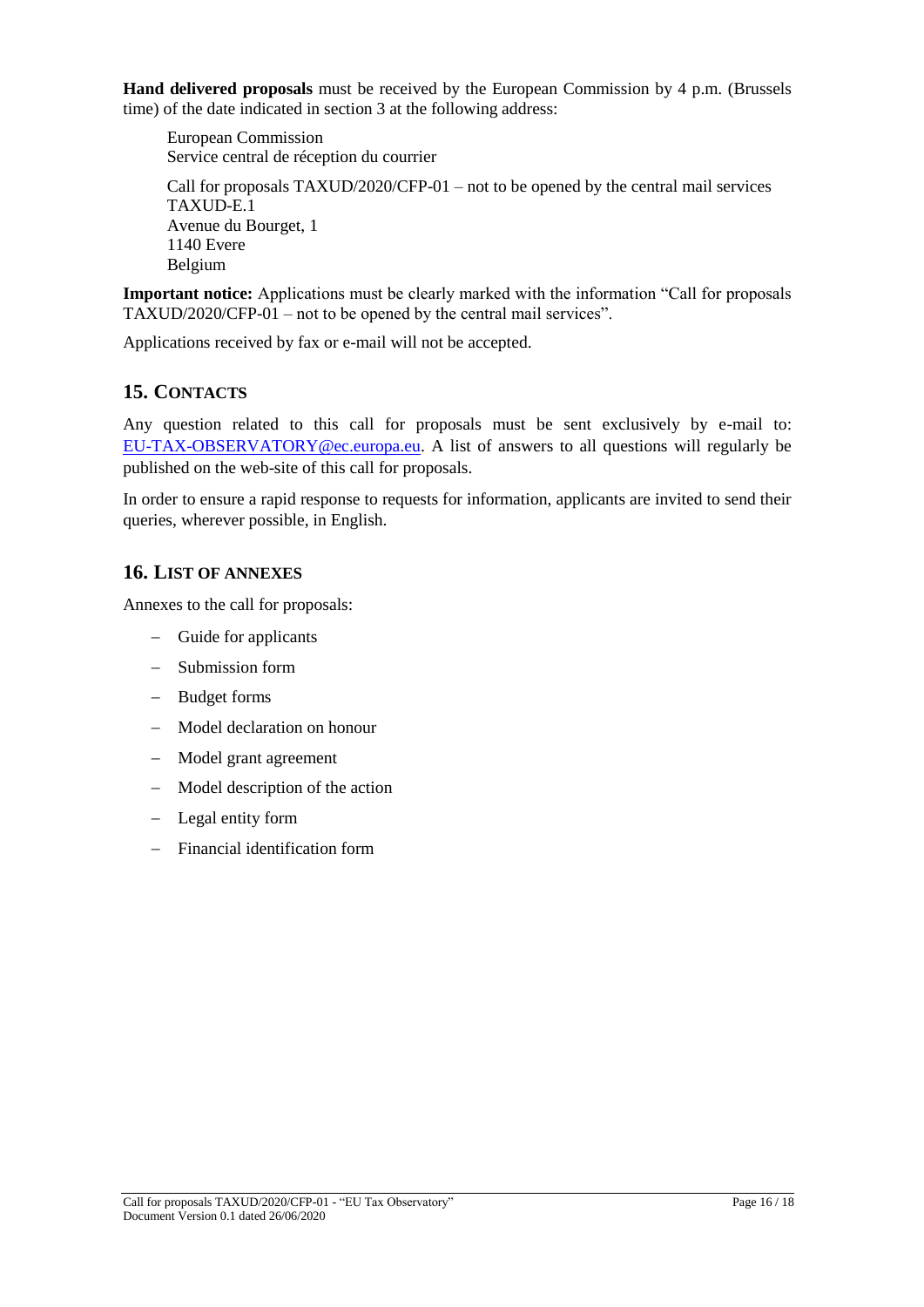**Hand delivered proposals** must be received by the European Commission by 4 p.m. (Brussels time) of the date indicated in section 3 at the following address:

European Commission
Service central de réception du courrier

Call for proposals TAXUD/2020/CFP-01 – not to be opened by the central mail services
TAXUD-E.1
Avenue du Bourget, 1
1140 Evere
Belgium

**Important notice:** Applications must be clearly marked with the information "Call for proposals TAXUD/2020/CFP-01 – not to be opened by the central mail services".

Applications received by fax or e-mail will not be accepted.

## 15. CONTACTS

Any question related to this call for proposals must be sent exclusively by e-mail to: EU-TAX-OBSERVATORY@ec.europa.eu. A list of answers to all questions will regularly be published on the web-site of this call for proposals.

In order to ensure a rapid response to requests for information, applicants are invited to send their queries, wherever possible, in English.

## 16. LIST OF ANNEXES

Annexes to the call for proposals:

- Guide for applicants
- Submission form
- Budget forms
- Model declaration on honour
- Model grant agreement
- Model description of the action
- Legal entity form
- Financial identification form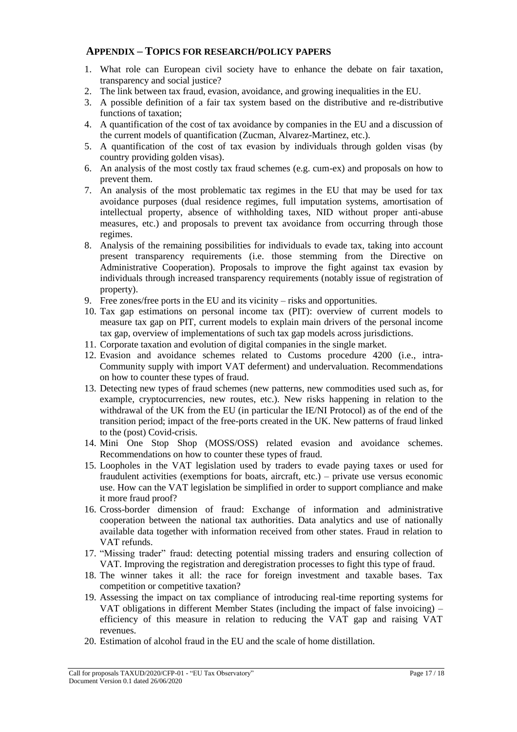## APPENDIX – TOPICS FOR RESEARCH/POLICY PAPERS

1. What role can European civil society have to enhance the debate on fair taxation, transparency and social justice?
2. The link between tax fraud, evasion, avoidance, and growing inequalities in the EU.
3. A possible definition of a fair tax system based on the distributive and re-distributive functions of taxation;
4. A quantification of the cost of tax avoidance by companies in the EU and a discussion of the current models of quantification (Zucman, Alvarez-Martinez, etc.).
5. A quantification of the cost of tax evasion by individuals through golden visas (by country providing golden visas).
6. An analysis of the most costly tax fraud schemes (e.g. cum-ex) and proposals on how to prevent them.
7. An analysis of the most problematic tax regimes in the EU that may be used for tax avoidance purposes (dual residence regimes, full imputation systems, amortisation of intellectual property, absence of withholding taxes, NID without proper anti-abuse measures, etc.) and proposals to prevent tax avoidance from occurring through those regimes.
8. Analysis of the remaining possibilities for individuals to evade tax, taking into account present transparency requirements (i.e. those stemming from the Directive on Administrative Cooperation). Proposals to improve the fight against tax evasion by individuals through increased transparency requirements (notably issue of registration of property).
9. Free zones/free ports in the EU and its vicinity – risks and opportunities.
10. Tax gap estimations on personal income tax (PIT): overview of current models to measure tax gap on PIT, current models to explain main drivers of the personal income tax gap, overview of implementations of such tax gap models across jurisdictions.
11. Corporate taxation and evolution of digital companies in the single market.
12. Evasion and avoidance schemes related to Customs procedure 4200 (i.e., intra-Community supply with import VAT deferment) and undervaluation. Recommendations on how to counter these types of fraud.
13. Detecting new types of fraud schemes (new patterns, new commodities used such as, for example, cryptocurrencies, new routes, etc.). New risks happening in relation to the withdrawal of the UK from the EU (in particular the IE/NI Protocol) as of the end of the transition period; impact of the free-ports created in the UK. New patterns of fraud linked to the (post) Covid-crisis.
14. Mini One Stop Shop (MOSS/OSS) related evasion and avoidance schemes. Recommendations on how to counter these types of fraud.
15. Loopholes in the VAT legislation used by traders to evade paying taxes or used for fraudulent activities (exemptions for boats, aircraft, etc.) – private use versus economic use. How can the VAT legislation be simplified in order to support compliance and make it more fraud proof?
16. Cross-border dimension of fraud: Exchange of information and administrative cooperation between the national tax authorities. Data analytics and use of nationally available data together with information received from other states. Fraud in relation to VAT refunds.
17. "Missing trader" fraud: detecting potential missing traders and ensuring collection of VAT. Improving the registration and deregistration processes to fight this type of fraud.
18. The winner takes it all: the race for foreign investment and taxable bases. Tax competition or competitive taxation?
19. Assessing the impact on tax compliance of introducing real-time reporting systems for VAT obligations in different Member States (including the impact of false invoicing) – efficiency of this measure in relation to reducing the VAT gap and raising VAT revenues.
20. Estimation of alcohol fraud in the EU and the scale of home distillation.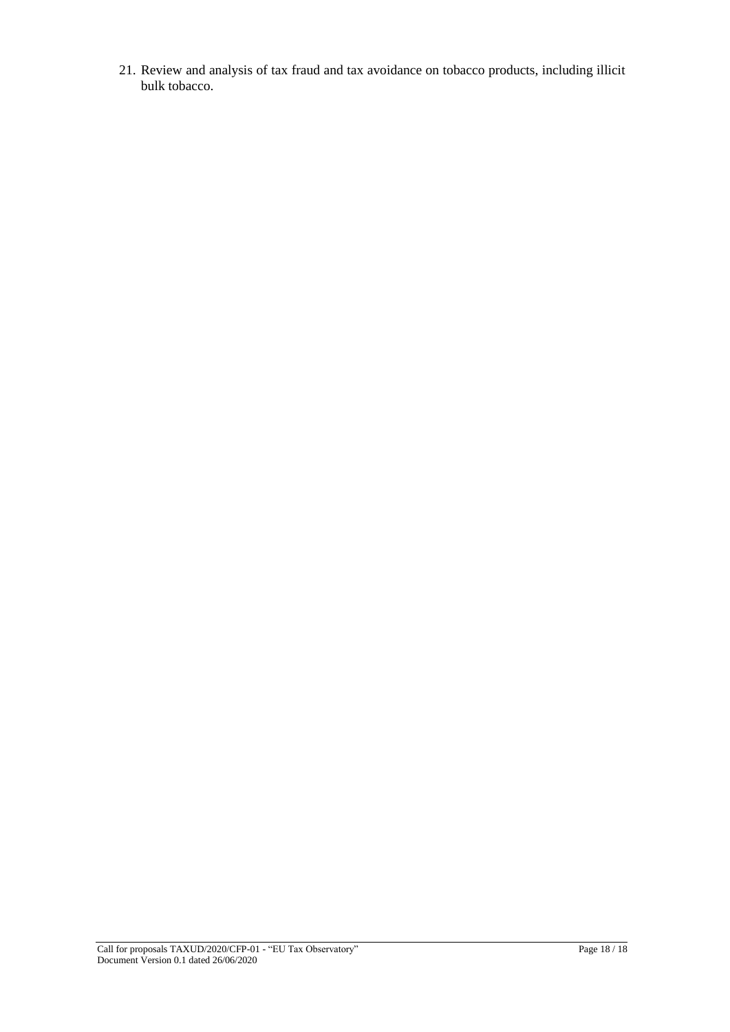21. Review and analysis of tax fraud and tax avoidance on tobacco products, including illicit bulk tobacco.